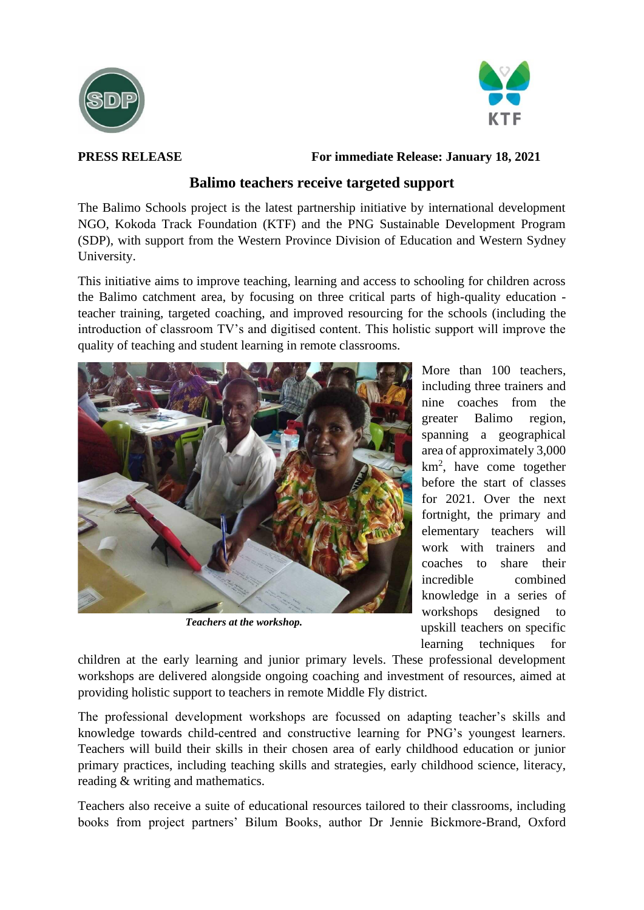**PRESS RELEASE** **For immediate Release: January 18, 2021**

# Balimo teachers receive targeted support

The Balimo Schools project is the latest partnership initiative by international development NGO, Kokoda Track Foundation (KTF) and the PNG Sustainable Development Program (SDP), with support from the Western Province Division of Education and Western Sydney University.

This initiative aims to improve teaching, learning and access to schooling for children across the Balimo catchment area, by focusing on three critical parts of high-quality education - teacher training, targeted coaching, and improved resourcing for the schools (including the introduction of classroom TV's and digitised content. This holistic support will improve the quality of teaching and student learning in remote classrooms.

***Teachers at the workshop.***

More than 100 teachers, including three trainers and nine coaches from the greater Balimo region, spanning a geographical area of approximately 3,000 km$^2$, have come together before the start of classes for 2021. Over the next fortnight, the primary and elementary teachers will work with trainers and coaches to share their incredible combined knowledge in a series of workshops designed to upskill teachers on specific learning techniques for children at the early learning and junior primary levels. These professional development workshops are delivered alongside ongoing coaching and investment of resources, aimed at providing holistic support to teachers in remote Middle Fly district.

The professional development workshops are focussed on adapting teacher's skills and knowledge towards child-centred and constructive learning for PNG's youngest learners. Teachers will build their skills in their chosen area of early childhood education or junior primary practices, including teaching skills and strategies, early childhood science, literacy, reading & writing and mathematics.

Teachers also receive a suite of educational resources tailored to their classrooms, including books from project partners' Bilum Books, author Dr Jennie Bickmore-Brand, Oxford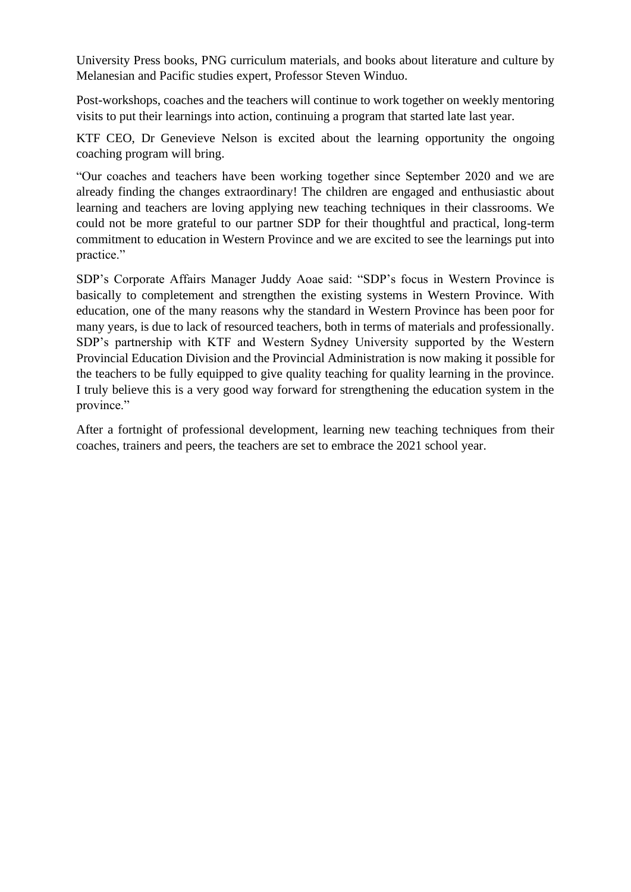University Press books, PNG curriculum materials, and books about literature and culture by Melanesian and Pacific studies expert, Professor Steven Winduo.

Post-workshops, coaches and the teachers will continue to work together on weekly mentoring visits to put their learnings into action, continuing a program that started late last year.

KTF CEO, Dr Genevieve Nelson is excited about the learning opportunity the ongoing coaching program will bring.

"Our coaches and teachers have been working together since September 2020 and we are already finding the changes extraordinary! The children are engaged and enthusiastic about learning and teachers are loving applying new teaching techniques in their classrooms. We could not be more grateful to our partner SDP for their thoughtful and practical, long-term commitment to education in Western Province and we are excited to see the learnings put into practice."

SDP's Corporate Affairs Manager Juddy Aoae said: "SDP's focus in Western Province is basically to completement and strengthen the existing systems in Western Province. With education, one of the many reasons why the standard in Western Province has been poor for many years, is due to lack of resourced teachers, both in terms of materials and professionally. SDP's partnership with KTF and Western Sydney University supported by the Western Provincial Education Division and the Provincial Administration is now making it possible for the teachers to be fully equipped to give quality teaching for quality learning in the province. I truly believe this is a very good way forward for strengthening the education system in the province."

After a fortnight of professional development, learning new teaching techniques from their coaches, trainers and peers, the teachers are set to embrace the 2021 school year.